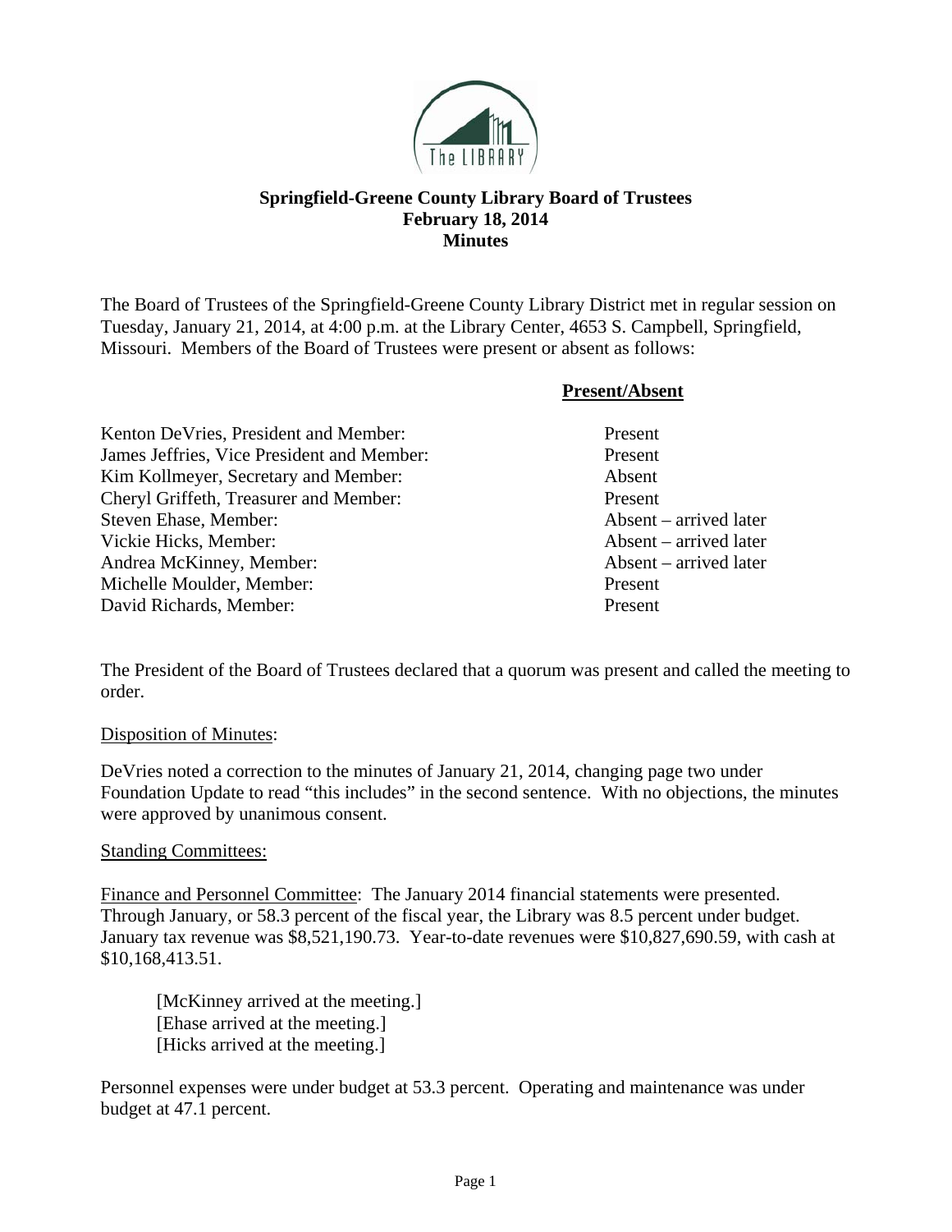# Springfield-Greene County Library Board of Trustees
## February 18, 2014
## Minutes

The Board of Trustees of the Springfield-Greene County Library District met in regular session on Tuesday, January 21, 2014, at 4:00 p.m. at the Library Center, 4653 S. Campbell, Springfield, Missouri. Members of the Board of Trustees were present or absent as follows:

| | **Present/Absent** |
|---|---|
| Kenton DeVries, President and Member: | Present |
| James Jeffries, Vice President and Member: | Present |
| Kim Kollmeyer, Secretary and Member: | Absent |
| Cheryl Griffeth, Treasurer and Member: | Present |
| Steven Ehase, Member: | Absent – arrived later |
| Vickie Hicks, Member: | Absent – arrived later |
| Andrea McKinney, Member: | Absent – arrived later |
| Michelle Moulder, Member: | Present |
| David Richards, Member: | Present |

The President of the Board of Trustees declared that a quorum was present and called the meeting to order.

Disposition of Minutes:

DeVries noted a correction to the minutes of January 21, 2014, changing page two under Foundation Update to read "this includes" in the second sentence. With no objections, the minutes were approved by unanimous consent.

Standing Committees:

Finance and Personnel Committee: The January 2014 financial statements were presented. Through January, or 58.3 percent of the fiscal year, the Library was 8.5 percent under budget. January tax revenue was $8,521,190.73. Year-to-date revenues were $10,827,690.59, with cash at $10,168,413.51.

> [McKinney arrived at the meeting.]
> [Ehase arrived at the meeting.]
> [Hicks arrived at the meeting.]

Personnel expenses were under budget at 53.3 percent. Operating and maintenance was under budget at 47.1 percent.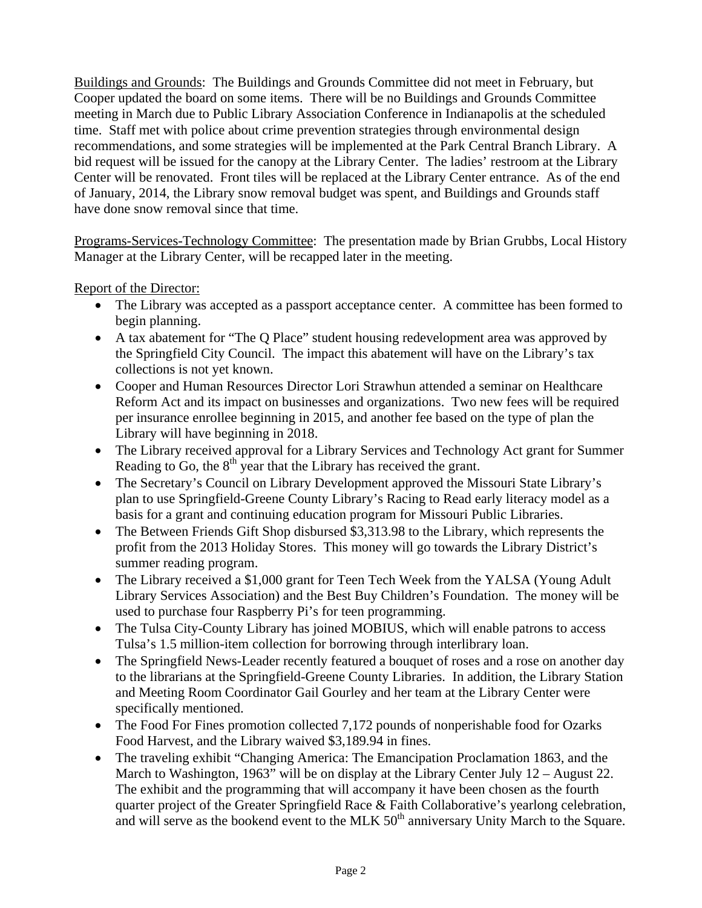Buildings and Grounds: The Buildings and Grounds Committee did not meet in February, but Cooper updated the board on some items. There will be no Buildings and Grounds Committee meeting in March due to Public Library Association Conference in Indianapolis at the scheduled time. Staff met with police about crime prevention strategies through environmental design recommendations, and some strategies will be implemented at the Park Central Branch Library. A bid request will be issued for the canopy at the Library Center. The ladies' restroom at the Library Center will be renovated. Front tiles will be replaced at the Library Center entrance. As of the end of January, 2014, the Library snow removal budget was spent, and Buildings and Grounds staff have done snow removal since that time.

Programs-Services-Technology Committee: The presentation made by Brian Grubbs, Local History Manager at the Library Center, will be recapped later in the meeting.

Report of the Director:

- The Library was accepted as a passport acceptance center. A committee has been formed to begin planning.
- A tax abatement for "The Q Place" student housing redevelopment area was approved by the Springfield City Council. The impact this abatement will have on the Library's tax collections is not yet known.
- Cooper and Human Resources Director Lori Strawhun attended a seminar on Healthcare Reform Act and its impact on businesses and organizations. Two new fees will be required per insurance enrollee beginning in 2015, and another fee based on the type of plan the Library will have beginning in 2018.
- The Library received approval for a Library Services and Technology Act grant for Summer Reading to Go, the 8th year that the Library has received the grant.
- The Secretary's Council on Library Development approved the Missouri State Library's plan to use Springfield-Greene County Library's Racing to Read early literacy model as a basis for a grant and continuing education program for Missouri Public Libraries.
- The Between Friends Gift Shop disbursed $3,313.98 to the Library, which represents the profit from the 2013 Holiday Stores. This money will go towards the Library District's summer reading program.
- The Library received a $1,000 grant for Teen Tech Week from the YALSA (Young Adult Library Services Association) and the Best Buy Children's Foundation. The money will be used to purchase four Raspberry Pi's for teen programming.
- The Tulsa City-County Library has joined MOBIUS, which will enable patrons to access Tulsa's 1.5 million-item collection for borrowing through interlibrary loan.
- The Springfield News-Leader recently featured a bouquet of roses and a rose on another day to the librarians at the Springfield-Greene County Libraries. In addition, the Library Station and Meeting Room Coordinator Gail Gourley and her team at the Library Center were specifically mentioned.
- The Food For Fines promotion collected 7,172 pounds of nonperishable food for Ozarks Food Harvest, and the Library waived $3,189.94 in fines.
- The traveling exhibit "Changing America: The Emancipation Proclamation 1863, and the March to Washington, 1963" will be on display at the Library Center July 12 – August 22. The exhibit and the programming that will accompany it have been chosen as the fourth quarter project of the Greater Springfield Race & Faith Collaborative's yearlong celebration, and will serve as the bookend event to the MLK 50th anniversary Unity March to the Square.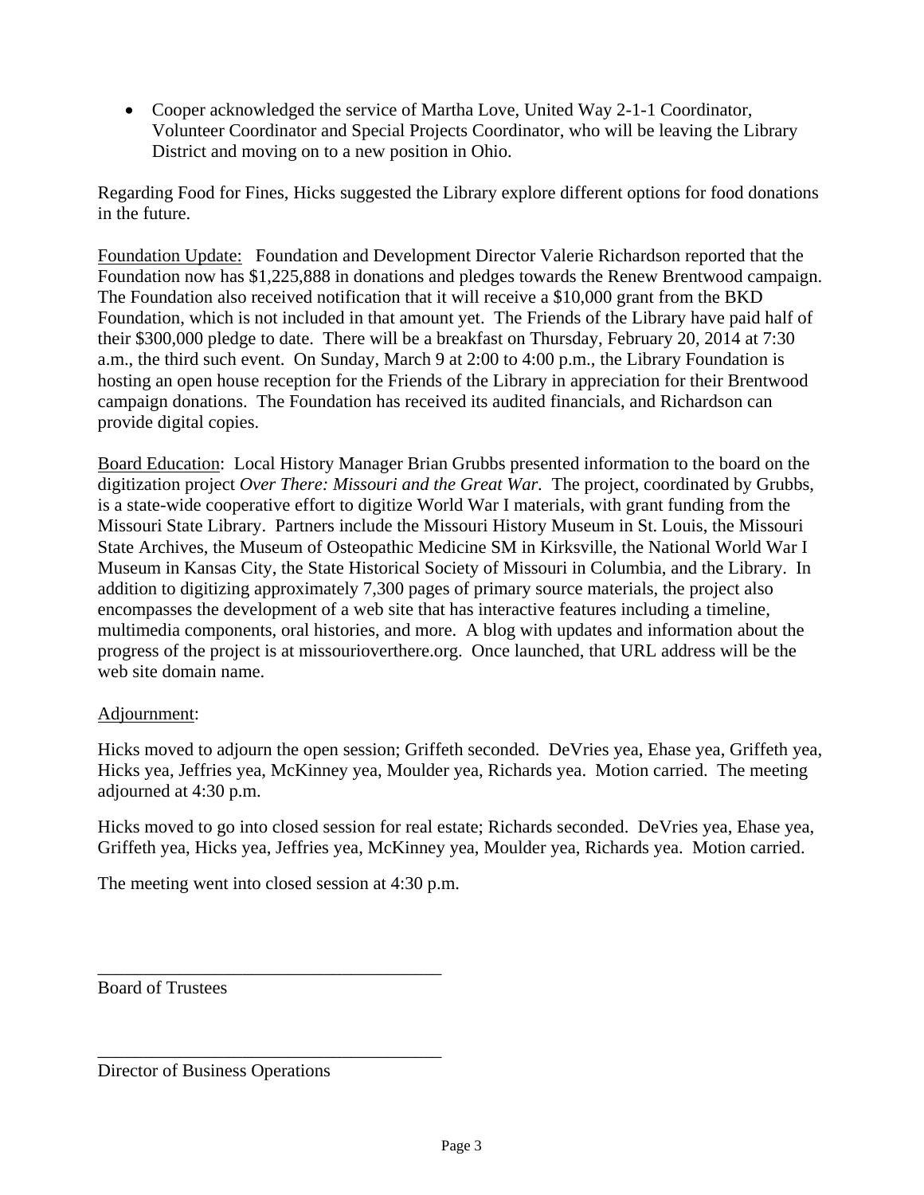- Cooper acknowledged the service of Martha Love, United Way 2-1-1 Coordinator, Volunteer Coordinator and Special Projects Coordinator, who will be leaving the Library District and moving on to a new position in Ohio.

Regarding Food for Fines, Hicks suggested the Library explore different options for food donations in the future.

<u>Foundation Update:</u> Foundation and Development Director Valerie Richardson reported that the Foundation now has $1,225,888 in donations and pledges towards the Renew Brentwood campaign. The Foundation also received notification that it will receive a $10,000 grant from the BKD Foundation, which is not included in that amount yet. The Friends of the Library have paid half of their $300,000 pledge to date. There will be a breakfast on Thursday, February 20, 2014 at 7:30 a.m., the third such event. On Sunday, March 9 at 2:00 to 4:00 p.m., the Library Foundation is hosting an open house reception for the Friends of the Library in appreciation for their Brentwood campaign donations. The Foundation has received its audited financials, and Richardson can provide digital copies.

<u>Board Education</u>: Local History Manager Brian Grubbs presented information to the board on the digitization project *Over There: Missouri and the Great War.* The project, coordinated by Grubbs, is a state-wide cooperative effort to digitize World War I materials, with grant funding from the Missouri State Library. Partners include the Missouri History Museum in St. Louis, the Missouri State Archives, the Museum of Osteopathic Medicine SM in Kirksville, the National World War I Museum in Kansas City, the State Historical Society of Missouri in Columbia, and the Library. In addition to digitizing approximately 7,300 pages of primary source materials, the project also encompasses the development of a web site that has interactive features including a timeline, multimedia components, oral histories, and more. A blog with updates and information about the progress of the project is at missourioverthere.org. Once launched, that URL address will be the web site domain name.

<u>Adjournment</u>:

Hicks moved to adjourn the open session; Griffeth seconded. DeVries yea, Ehase yea, Griffeth yea, Hicks yea, Jeffries yea, McKinney yea, Moulder yea, Richards yea. Motion carried. The meeting adjourned at 4:30 p.m.

Hicks moved to go into closed session for real estate; Richards seconded. DeVries yea, Ehase yea, Griffeth yea, Hicks yea, Jeffries yea, McKinney yea, Moulder yea, Richards yea. Motion carried.

The meeting went into closed session at 4:30 p.m.

\_\_\_\_\_\_\_\_\_\_\_\_\_\_\_\_\_\_\_\_\_\_\_\_\_\_\_\_\_\_\_\_\_\_\_\_\_\_\_

Board of Trustees

\_\_\_\_\_\_\_\_\_\_\_\_\_\_\_\_\_\_\_\_\_\_\_\_\_\_\_\_\_\_\_\_\_\_\_\_\_\_\_

Director of Business Operations